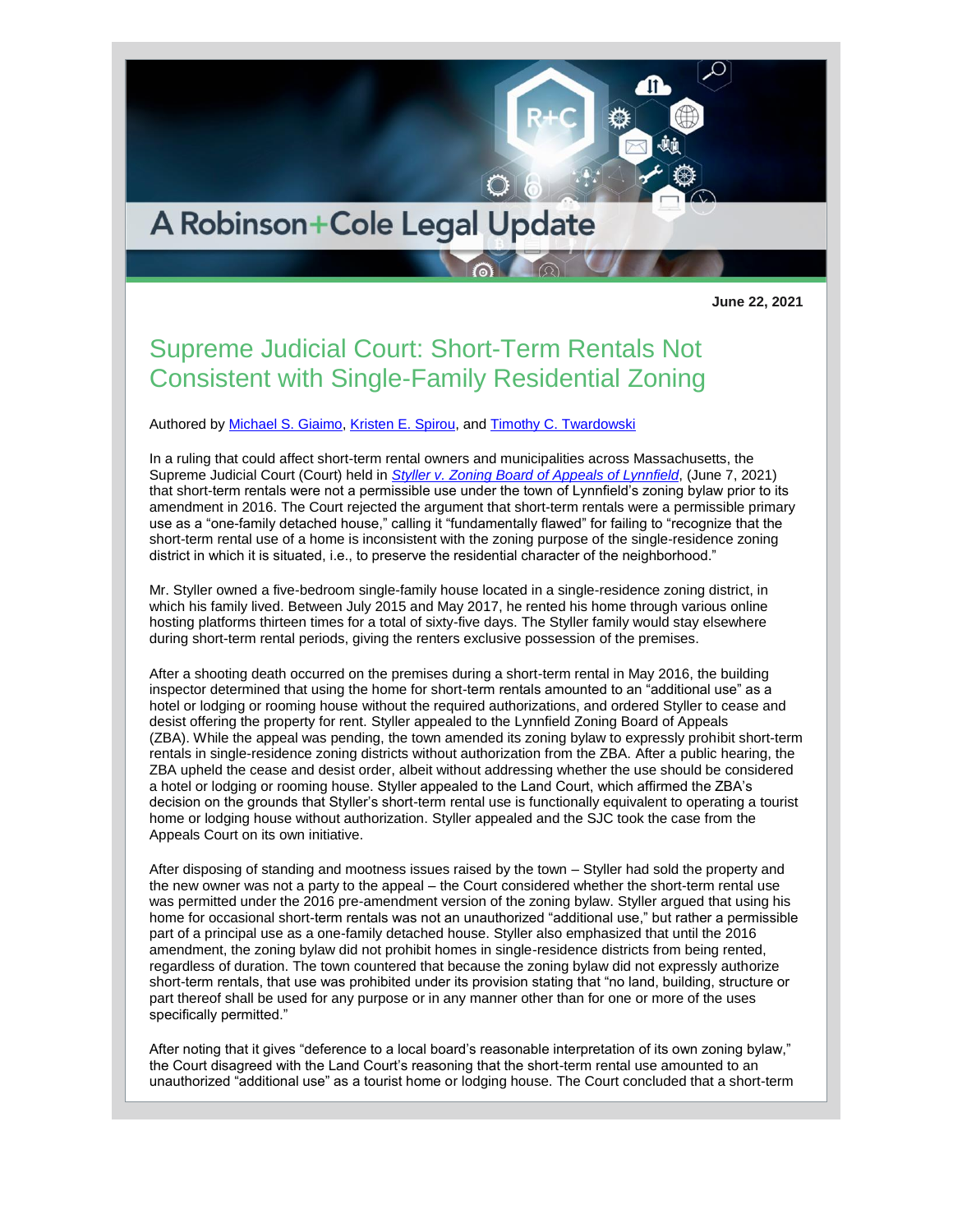A Robinson+Cole Legal Update

**June 22, 2021**

# Supreme Judicial Court: Short-Term Rentals Not Consistent with Single-Family Residential Zoning

Authored by Michael S. Giaimo, Kristen E. Spirou, and Timothy C. Twardowski

In a ruling that could affect short-term rental owners and municipalities across Massachusetts, the Supreme Judicial Court (Court) held in *Styller v. Zoning Board of Appeals of Lynnfield*, (June 7, 2021) that short-term rentals were not a permissible use under the town of Lynnfield's zoning bylaw prior to its amendment in 2016. The Court rejected the argument that short-term rentals were a permissible primary use as a "one-family detached house," calling it "fundamentally flawed" for failing to "recognize that the short-term rental use of a home is inconsistent with the zoning purpose of the single-residence zoning district in which it is situated, i.e., to preserve the residential character of the neighborhood."

Mr. Styller owned a five-bedroom single-family house located in a single-residence zoning district, in which his family lived. Between July 2015 and May 2017, he rented his home through various online hosting platforms thirteen times for a total of sixty-five days. The Styller family would stay elsewhere during short-term rental periods, giving the renters exclusive possession of the premises.

After a shooting death occurred on the premises during a short-term rental in May 2016, the building inspector determined that using the home for short-term rentals amounted to an "additional use" as a hotel or lodging or rooming house without the required authorizations, and ordered Styller to cease and desist offering the property for rent. Styller appealed to the Lynnfield Zoning Board of Appeals (ZBA). While the appeal was pending, the town amended its zoning bylaw to expressly prohibit short-term rentals in single-residence zoning districts without authorization from the ZBA. After a public hearing, the ZBA upheld the cease and desist order, albeit without addressing whether the use should be considered a hotel or lodging or rooming house. Styller appealed to the Land Court, which affirmed the ZBA's decision on the grounds that Styller's short-term rental use is functionally equivalent to operating a tourist home or lodging house without authorization. Styller appealed and the SJC took the case from the Appeals Court on its own initiative.

After disposing of standing and mootness issues raised by the town – Styller had sold the property and the new owner was not a party to the appeal – the Court considered whether the short-term rental use was permitted under the 2016 pre-amendment version of the zoning bylaw. Styller argued that using his home for occasional short-term rentals was not an unauthorized "additional use," but rather a permissible part of a principal use as a one-family detached house. Styller also emphasized that until the 2016 amendment, the zoning bylaw did not prohibit homes in single-residence districts from being rented, regardless of duration. The town countered that because the zoning bylaw did not expressly authorize short-term rentals, that use was prohibited under its provision stating that "no land, building, structure or part thereof shall be used for any purpose or in any manner other than for one or more of the uses specifically permitted."

After noting that it gives "deference to a local board's reasonable interpretation of its own zoning bylaw," the Court disagreed with the Land Court's reasoning that the short-term rental use amounted to an unauthorized "additional use" as a tourist home or lodging house. The Court concluded that a short-term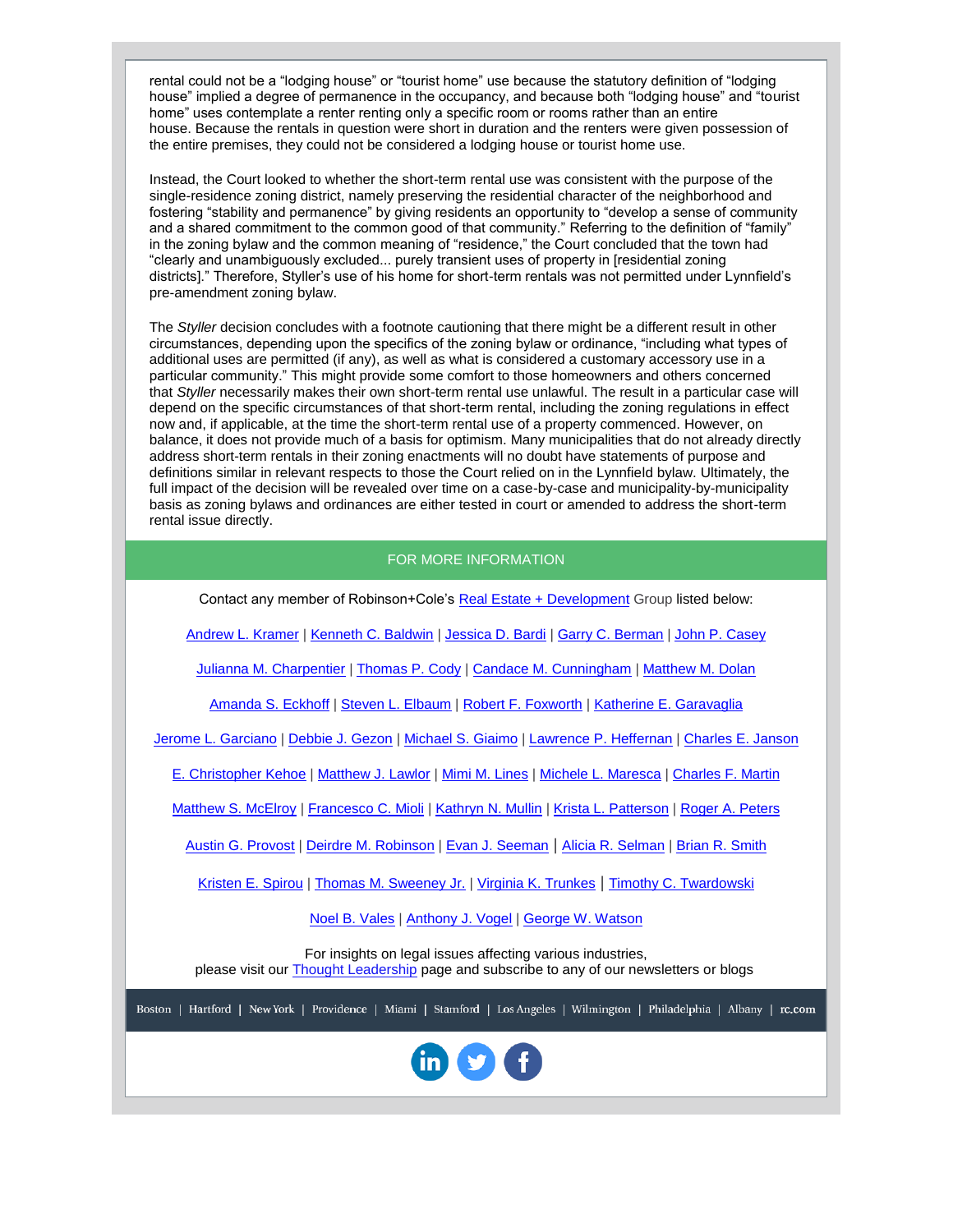rental could not be a “lodging house” or “tourist home” use because the statutory definition of “lodging house” implied a degree of permanence in the occupancy, and because both “lodging house” and “tourist home” uses contemplate a renter renting only a specific room or rooms rather than an entire house. Because the rentals in question were short in duration and the renters were given possession of the entire premises, they could not be considered a lodging house or tourist home use.

Instead, the Court looked to whether the short-term rental use was consistent with the purpose of the single-residence zoning district, namely preserving the residential character of the neighborhood and fostering “stability and permanence” by giving residents an opportunity to “develop a sense of community and a shared commitment to the common good of that community.” Referring to the definition of “family” in the zoning bylaw and the common meaning of “residence,” the Court concluded that the town had “clearly and unambiguously excluded... purely transient uses of property in [residential zoning districts].” Therefore, Styller’s use of his home for short-term rentals was not permitted under Lynnfield’s pre-amendment zoning bylaw.

The *Styller* decision concludes with a footnote cautioning that there might be a different result in other circumstances, depending upon the specifics of the zoning bylaw or ordinance, “including what types of additional uses are permitted (if any), as well as what is considered a customary accessory use in a particular community.” This might provide some comfort to those homeowners and others concerned that *Styller* necessarily makes their own short-term rental use unlawful. The result in a particular case will depend on the specific circumstances of that short-term rental, including the zoning regulations in effect now and, if applicable, at the time the short-term rental use of a property commenced. However, on balance, it does not provide much of a basis for optimism. Many municipalities that do not already directly address short-term rentals in their zoning enactments will no doubt have statements of purpose and definitions similar in relevant respects to those the Court relied on in the Lynnfield bylaw. Ultimately, the full impact of the decision will be revealed over time on a case-by-case and municipality-by-municipality basis as zoning bylaws and ordinances are either tested in court or amended to address the short-term rental issue directly.

## FOR MORE INFORMATION

Contact any member of Robinson+Cole’s Real Estate + Development Group listed below:

Andrew L. Kramer | Kenneth C. Baldwin | Jessica D. Bardi | Garry C. Berman | John P. Casey

Julianna M. Charpentier | Thomas P. Cody | Candace M. Cunningham | Matthew M. Dolan

Amanda S. Eckhoff | Steven L. Elbaum | Robert F. Foxworth | Katherine E. Garavaglia

Jerome L. Garciano | Debbie J. Gezon | Michael S. Giaimo | Lawrence P. Heffernan | Charles E. Janson

E. Christopher Kehoe | Matthew J. Lawlor | Mimi M. Lines | Michele L. Maresca | Charles F. Martin

Matthew S. McElroy | Francesco C. Mioli | Kathryn N. Mullin | Krista L. Patterson | Roger A. Peters

Austin G. Provost | Deirdre M. Robinson | Evan J. Seeman | Alicia R. Selman | Brian R. Smith

Kristen E. Spirou | Thomas M. Sweeney Jr. | Virginia K. Trunkes | Timothy C. Twardowski

Noel B. Vales | Anthony J. Vogel | George W. Watson

For insights on legal issues affecting various industries, please visit our Thought Leadership page and subscribe to any of our newsletters or blogs

Boston | Hartford | New York | Providence | Miami | Stamford | Los Angeles | Wilmington | Philadelphia | Albany | rc.com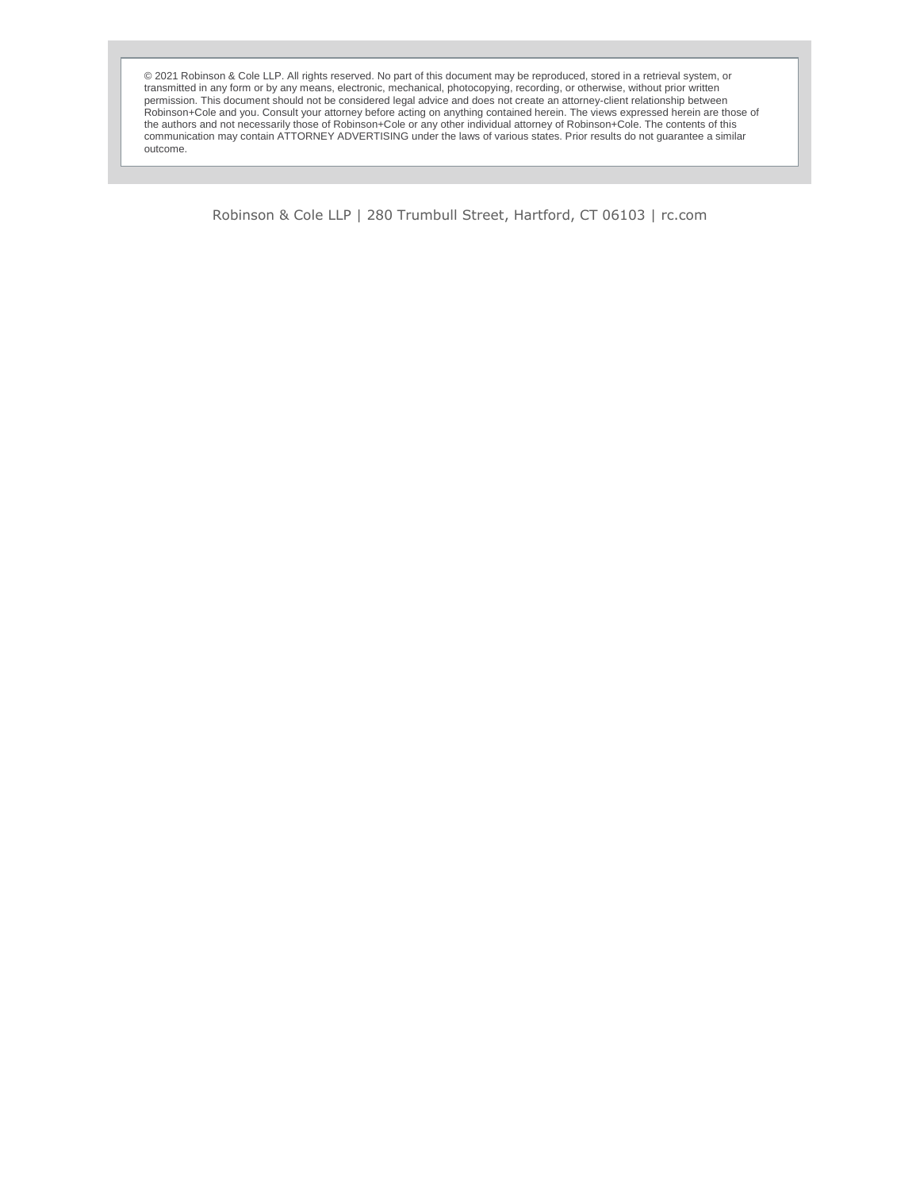© 2021 Robinson & Cole LLP. All rights reserved. No part of this document may be reproduced, stored in a retrieval system, or transmitted in any form or by any means, electronic, mechanical, photocopying, recording, or otherwise, without prior written permission. This document should not be considered legal advice and does not create an attorney-client relationship between Robinson+Cole and you. Consult your attorney before acting on anything contained herein. The views expressed herein are those of the authors and not necessarily those of Robinson+Cole or any other individual attorney of Robinson+Cole. The contents of this communication may contain ATTORNEY ADVERTISING under the laws of various states. Prior results do not guarantee a similar outcome.

Robinson & Cole LLP | 280 Trumbull Street, Hartford, CT 06103 | rc.com